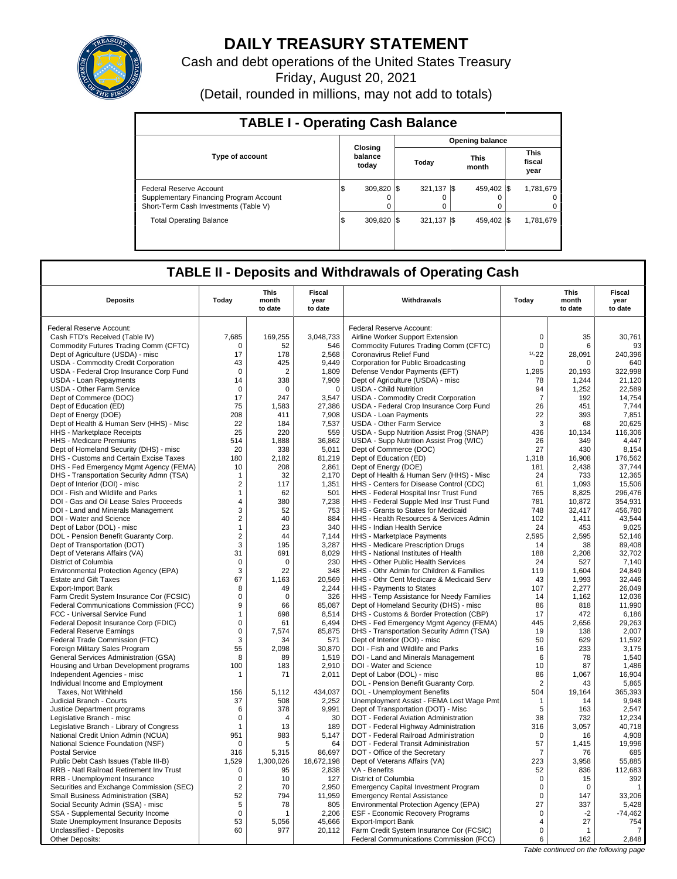# DAILY TREASURY STATEMENT

Cash and debt operations of the United States Treasury

Friday, August 20, 2021

(Detail, rounded in millions, may not add to totals)

## TABLE I - Operating Cash Balance

| Type of account | Closing balance today | Opening balance Today | Opening balance This month | Opening balance This fiscal year |
|---|---|---|---|---|
| Federal Reserve Account | $ 309,820 | $ 321,137 | $ 459,402 | $ 1,781,679 |
| Supplementary Financing Program Account | 0 | 0 | 0 | 0 |
| Short-Term Cash Investments (Table V) | 0 | 0 | 0 | 0 |
| Total Operating Balance | $ 309,820 | $ 321,137 | $ 459,402 | $ 1,781,679 |

## TABLE II - Deposits and Withdrawals of Operating Cash

| Deposits | Today | This month to date | Fiscal year to date | Withdrawals | Today | This month to date | Fiscal year to date |
|---|---|---|---|---|---|---|---|
| Federal Reserve Account: | | | | Federal Reserve Account: | | | |
| Cash FTD's Received (Table IV) | 7,685 | 169,255 | 3,048,733 | Airline Worker Support Extension | 0 | 35 | 30,761 |
| Commodity Futures Trading Comm (CFTC) | 0 | 52 | 546 | Commodity Futures Trading Comm (CFTC) | 0 | 6 | 93 |
| Dept of Agriculture (USDA) - misc | 17 | 178 | 2,568 | Coronavirus Relief Fund | 1/-22 | 28,091 | 240,396 |
| USDA - Commodity Credit Corporation | 43 | 425 | 9,449 | Corporation for Public Broadcasting | 0 | 0 | 640 |
| USDA - Federal Crop Insurance Corp Fund | 0 | 2 | 1,809 | Defense Vendor Payments (EFT) | 1,285 | 20,193 | 322,998 |
| USDA - Loan Repayments | 14 | 338 | 7,909 | Dept of Agriculture (USDA) - misc | 78 | 1,244 | 21,120 |
| USDA - Other Farm Service | 0 | 0 | 0 | USDA - Child Nutrition | 94 | 1,252 | 22,589 |
| Dept of Commerce (DOC) | 17 | 247 | 3,547 | USDA - Commodity Credit Corporation | 7 | 192 | 14,754 |
| Dept of Education (ED) | 75 | 1,583 | 27,386 | USDA - Federal Crop Insurance Corp Fund | 26 | 451 | 7,744 |
| Dept of Energy (DOE) | 208 | 411 | 7,908 | USDA - Loan Payments | 22 | 393 | 7,851 |
| Dept of Health & Human Serv (HHS) - Misc | 22 | 184 | 7,537 | USDA - Other Farm Service | 3 | 68 | 20,625 |
| HHS - Marketplace Receipts | 25 | 220 | 559 | USDA - Supp Nutrition Assist Prog (SNAP) | 436 | 10,134 | 116,306 |
| HHS - Medicare Premiums | 514 | 1,888 | 36,862 | USDA - Supp Nutrition Assist Prog (WIC) | 26 | 349 | 4,447 |
| Dept of Homeland Security (DHS) - misc | 20 | 338 | 5,011 | Dept of Commerce (DOC) | 27 | 430 | 8,154 |
| DHS - Customs and Certain Excise Taxes | 180 | 2,182 | 81,219 | Dept of Education (ED) | 1,318 | 16,908 | 176,562 |
| DHS - Fed Emergency Mgmt Agency (FEMA) | 10 | 208 | 2,861 | Dept of Energy (DOE) | 181 | 2,438 | 37,744 |
| DHS - Transportation Security Admn (TSA) | 1 | 32 | 2,170 | Dept of Health & Human Serv (HHS) - Misc | 24 | 733 | 12,365 |
| Dept of Interior (DOI) - misc | 2 | 117 | 1,351 | HHS - Centers for Disease Control (CDC) | 61 | 1,093 | 15,506 |
| DOI - Fish and Wildlife and Parks | 1 | 62 | 501 | HHS - Federal Hospital Insr Trust Fund | 765 | 8,825 | 296,476 |
| DOI - Gas and Oil Lease Sales Proceeds | 4 | 380 | 7,238 | HHS - Federal Supple Med Insr Trust Fund | 781 | 10,872 | 354,931 |
| DOI - Land and Minerals Management | 3 | 52 | 753 | HHS - Grants to States for Medicaid | 748 | 32,417 | 456,780 |
| DOI - Water and Science | 2 | 40 | 884 | HHS - Health Resources & Services Admin | 102 | 1,411 | 43,544 |
| Dept of Labor (DOL) - misc | 1 | 23 | 340 | HHS - Indian Health Service | 24 | 453 | 9,025 |
| DOL - Pension Benefit Guaranty Corp. | 2 | 44 | 7,144 | HHS - Marketplace Payments | 2,595 | 2,595 | 52,146 |
| Dept of Transportation (DOT) | 3 | 195 | 3,287 | HHS - Medicare Prescription Drugs | 14 | 38 | 89,408 |
| Dept of Veterans Affairs (VA) | 31 | 691 | 8,029 | HHS - National Institutes of Health | 188 | 2,208 | 32,702 |
| District of Columbia | 0 | 0 | 230 | HHS - Other Public Health Services | 24 | 527 | 7,140 |
| Environmental Protection Agency (EPA) | 3 | 22 | 348 | HHS - Othr Admin for Children & Families | 119 | 1,604 | 24,849 |
| Estate and Gift Taxes | 67 | 1,163 | 20,569 | HHS - Othr Cent Medicare & Medicaid Serv | 43 | 1,993 | 32,446 |
| Export-Import Bank | 8 | 49 | 2,244 | HHS - Payments to States | 107 | 2,277 | 26,049 |
| Farm Credit System Insurance Cor (FCSIC) | 0 | 0 | 326 | HHS - Temp Assistance for Needy Families | 14 | 1,162 | 12,036 |
| Federal Communications Commission (FCC) | 9 | 66 | 85,087 | Dept of Homeland Security (DHS) - misc | 86 | 818 | 11,990 |
| FCC - Universal Service Fund | 1 | 698 | 8,514 | DHS - Customs & Border Protection (CBP) | 17 | 472 | 6,186 |
| Federal Deposit Insurance Corp (FDIC) | 0 | 61 | 6,494 | DHS - Fed Emergency Mgmt Agency (FEMA) | 445 | 2,656 | 29,263 |
| Federal Reserve Earnings | 0 | 7,574 | 85,875 | DHS - Transportation Security Admn (TSA) | 19 | 138 | 2,007 |
| Federal Trade Commission (FTC) | 3 | 34 | 571 | Dept of Interior (DOI) - misc | 50 | 629 | 11,592 |
| Foreign Military Sales Program | 55 | 2,098 | 30,870 | DOI - Fish and Wildlife and Parks | 16 | 233 | 3,175 |
| General Services Administration (GSA) | 8 | 89 | 1,519 | DOI - Land and Minerals Management | 6 | 78 | 1,540 |
| Housing and Urban Development programs | 100 | 183 | 2,910 | DOI - Water and Science | 10 | 87 | 1,486 |
| Independent Agencies - misc | 1 | 71 | 2,011 | Dept of Labor (DOL) - misc | 86 | 1,067 | 16,904 |
| Individual Income and Employment | | | | DOL - Pension Benefit Guaranty Corp. | 2 | 43 | 5,865 |
| Taxes, Not Withheld | 156 | 5,112 | 434,037 | DOL - Unemployment Benefits | 504 | 19,164 | 365,393 |
| Judicial Branch - Courts | 37 | 508 | 2,252 | Unemployment Assist - FEMA Lost Wage Pmt | 1 | 14 | 9,948 |
| Justice Department programs | 6 | 378 | 9,991 | Dept of Transportation (DOT) - Misc | 5 | 163 | 2,547 |
| Legislative Branch - misc | 0 | 4 | 30 | DOT - Federal Aviation Administration | 38 | 732 | 12,234 |
| Legislative Branch - Library of Congress | 1 | 13 | 189 | DOT - Federal Highway Administration | 316 | 3,057 | 40,718 |
| National Credit Union Admin (NCUA) | 951 | 983 | 5,147 | DOT - Federal Railroad Administration | 0 | 16 | 4,908 |
| National Science Foundation (NSF) | 0 | 5 | 64 | DOT - Federal Transit Administration | 57 | 1,415 | 19,996 |
| Postal Service | 316 | 5,315 | 86,697 | DOT - Office of the Secretary | 7 | 76 | 685 |
| Public Debt Cash Issues (Table III-B) | 1,529 | 1,300,026 | 18,672,198 | Dept of Veterans Affairs (VA) | 223 | 3,958 | 55,885 |
| RRB - Natl Railroad Retirement Inv Trust | 0 | 95 | 2,838 | VA - Benefits | 52 | 836 | 112,683 |
| RRB - Unemployment Insurance | 0 | 10 | 127 | District of Columbia | 0 | 15 | 392 |
| Securities and Exchange Commission (SEC) | 2 | 70 | 2,950 | Emergency Capital Investment Program | 0 | 0 | 1 |
| Small Business Administration (SBA) | 52 | 794 | 11,959 | Emergency Rental Assistance | 0 | 147 | 33,206 |
| Social Security Admin (SSA) - misc | 5 | 78 | 805 | Environmental Protection Agency (EPA) | 27 | 337 | 5,428 |
| SSA - Supplemental Security Income | 0 | 1 | 2,206 | ESF - Economic Recovery Programs | 0 | -2 | -74,462 |
| State Unemployment Insurance Deposits | 53 | 5,056 | 45,666 | Export-Import Bank | 4 | 27 | 754 |
| Unclassified - Deposits | 60 | 977 | 20,112 | Farm Credit System Insurance Cor (FCSIC) | 0 | 1 | 7 |
| Other Deposits: | | | | Federal Communications Commission (FCC) | 6 | 162 | 2,848 |

*Table continued on the following page*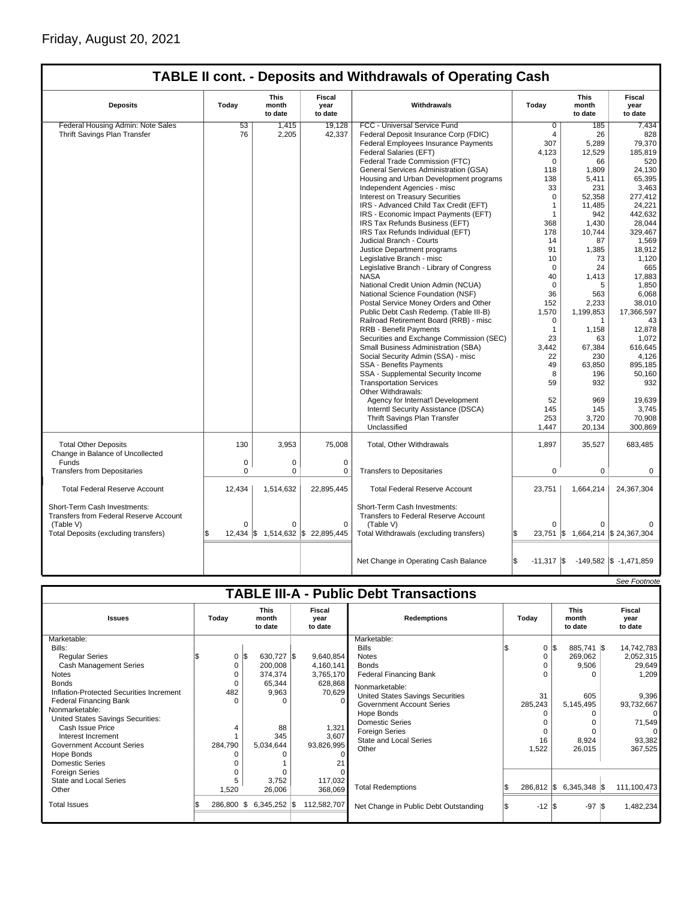Friday, August 20, 2021

## TABLE II cont. - Deposits and Withdrawals of Operating Cash

| Deposits | Today | This month to date | Fiscal year to date | Withdrawals | Today | This month to date | Fiscal year to date |
|---|---|---|---|---|---|---|---|
| Federal Housing Admin: Note Sales | 53 | 1,415 | 19,128 | FCC - Universal Service Fund | 0 | 185 | 7,434 |
| Thrift Savings Plan Transfer | 76 | 2,205 | 42,337 | Federal Deposit Insurance Corp (FDIC) | 4 | 26 | 828 |
| | | | | Federal Employees Insurance Payments | 307 | 5,289 | 79,370 |
| | | | | Federal Salaries (EFT) | 4,123 | 12,529 | 185,819 |
| | | | | Federal Trade Commission (FTC) | 0 | 66 | 520 |
| | | | | General Services Administration (GSA) | 118 | 1,809 | 24,130 |
| | | | | Housing and Urban Development programs | 138 | 5,411 | 65,395 |
| | | | | Independent Agencies - misc | 33 | 231 | 3,463 |
| | | | | Interest on Treasury Securities | 0 | 52,358 | 277,412 |
| | | | | IRS - Advanced Child Tax Credit (EFT) | 1 | 11,485 | 24,221 |
| | | | | IRS - Economic Impact Payments (EFT) | 1 | 942 | 442,632 |
| | | | | IRS Tax Refunds Business (EFT) | 368 | 1,430 | 28,044 |
| | | | | IRS Tax Refunds Individual (EFT) | 178 | 10,744 | 329,467 |
| | | | | Judicial Branch - Courts | 14 | 87 | 1,569 |
| | | | | Justice Department programs | 91 | 1,385 | 18,912 |
| | | | | Legislative Branch - misc | 10 | 73 | 1,120 |
| | | | | Legislative Branch - Library of Congress | 0 | 24 | 665 |
| | | | | NASA | 40 | 1,413 | 17,883 |
| | | | | National Credit Union Admin (NCUA) | 0 | 5 | 1,850 |
| | | | | National Science Foundation (NSF) | 36 | 563 | 6,068 |
| | | | | Postal Service Money Orders and Other | 152 | 2,233 | 38,010 |
| | | | | Public Debt Cash Redemp. (Table III-B) | 1,570 | 1,199,853 | 17,366,597 |
| | | | | Railroad Retirement Board (RRB) - misc | 0 | 1 | 43 |
| | | | | RRB - Benefit Payments | 1 | 1,158 | 12,878 |
| | | | | Securities and Exchange Commission (SEC) | 23 | 63 | 1,072 |
| | | | | Small Business Administration (SBA) | 3,442 | 67,384 | 616,645 |
| | | | | Social Security Admin (SSA) - misc | 22 | 230 | 4,126 |
| | | | | SSA - Benefits Payments | 49 | 63,850 | 895,185 |
| | | | | SSA - Supplemental Security Income | 8 | 196 | 50,160 |
| | | | | Transportation Services | 59 | 932 | 932 |
| | | | | Other Withdrawals: | | | |
| | | | | Agency for Internat'l Development | 52 | 969 | 19,639 |
| | | | | Interntl Security Assistance (DSCA) | 145 | 145 | 3,745 |
| | | | | Thrift Savings Plan Transfer | 253 | 3,720 | 70,908 |
| | | | | Unclassified | 1,447 | 20,134 | 300,869 |
| Total Other Deposits | 130 | 3,953 | 75,008 | Total, Other Withdrawals | 1,897 | 35,527 | 683,485 |
| Change in Balance of Uncollected Funds | 0 | 0 | 0 | | | | |
| Transfers from Depositaries | 0 | 0 | 0 | Transfers to Depositaries | 0 | 0 | 0 |
| Total Federal Reserve Account | 12,434 | 1,514,632 | 22,895,445 | Total Federal Reserve Account | 23,751 | 1,664,214 | 24,367,304 |
| Short-Term Cash Investments: Transfers from Federal Reserve Account (Table V) | 0 | 0 | 0 | Short-Term Cash Investments: Transfers to Federal Reserve Account (Table V) | 0 | 0 | 0 |
| Total Deposits (excluding transfers) | $ 12,434 | $ 1,514,632 | $ 22,895,445 | Total Withdrawals (excluding transfers) | $ 23,751 | $ 1,664,214 | $ 24,367,304 |
| | | | | Net Change in Operating Cash Balance | $ -11,317 | $ -149,582 | $ -1,471,859 |

*See Footnote*

## TABLE III-A - Public Debt Transactions

| Issues | Today | This month to date | Fiscal year to date | Redemptions | Today | This month to date | Fiscal year to date |
|---|---|---|---|---|---|---|---|
| Marketable: | | | | Marketable: | | | |
| Bills: | | | | Bills | $ 0 | $ 885,741 | $ 14,742,783 |
| Regular Series | $ 0 | $ 630,727 | $ 9,640,854 | Notes | 0 | 269,062 | 2,052,315 |
| Cash Management Series | 0 | 200,008 | 4,160,141 | Bonds | 0 | 9,506 | 29,649 |
| Notes | 0 | 374,374 | 3,765,170 | Federal Financing Bank | 0 | 0 | 1,209 |
| Bonds | 0 | 65,344 | 628,868 | Nonmarketable: | | | |
| Inflation-Protected Securities Increment | 482 | 9,963 | 70,629 | United States Savings Securities | 31 | 605 | 9,396 |
| Federal Financing Bank | 0 | 0 | 0 | Government Account Series | 285,243 | 5,145,495 | 93,732,667 |
| Nonmarketable: | | | | Hope Bonds | 0 | 0 | 0 |
| United States Savings Securities: | | | | Domestic Series | 0 | 0 | 71,549 |
| Cash Issue Price | 4 | 88 | 1,321 | Foreign Series | 0 | 0 | 0 |
| Interest Increment | 1 | 345 | 3,607 | State and Local Series | 16 | 8,924 | 93,382 |
| Government Account Series | 284,790 | 5,034,644 | 93,826,995 | Other | 1,522 | 26,015 | 367,525 |
| Hope Bonds | 0 | 0 | 0 | | | | |
| Domestic Series | 0 | 1 | 21 | | | | |
| Foreign Series | 0 | 0 | 0 | | | | |
| State and Local Series | 5 | 3,752 | 117,032 | | | | |
| Other | 1,520 | 26,006 | 368,069 | Total Redemptions | $ 286,812 | $ 6,345,348 | $ 111,100,473 |
| Total Issues | $ 286,800 | $ 6,345,252 | $ 112,582,707 | Net Change in Public Debt Outstanding | $ -12 | $ -97 | $ 1,482,234 |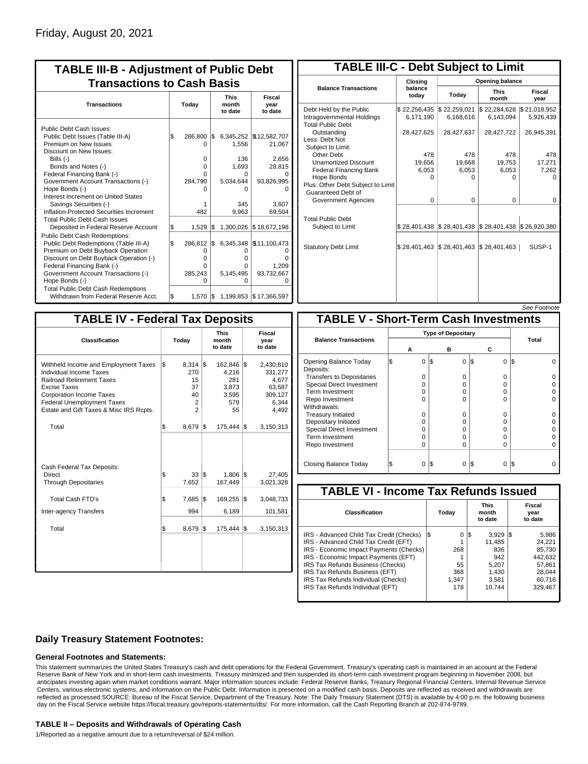Friday, August 20, 2021

## TABLE III-B - Adjustment of Public Debt Transactions to Cash Basis

| Transactions | Today | This month to date | Fiscal year to date |
|---|---|---|---|
| Public Debt Cash Issues: | | | |
| Public Debt Issues (Table III-A) | $ 286,800 | $ 6,345,252 | $ 12,582,707 |
| Premium on New Issues | 0 | 1,556 | 21,067 |
| Discount on New Issues: | | | |
| Bills (-) | 0 | 136 | 2,656 |
| Bonds and Notes (-) | 0 | 1,693 | 28,815 |
| Federal Financing Bank (-) | 0 | 0 | 0 |
| Government Account Transactions (-) | 284,790 | 5,034,644 | 93,826,995 |
| Hope Bonds (-) | 0 | 0 | 0 |
| Interest Increment on United States Savings Securities (-) | 1 | 345 | 3,607 |
| Inflation-Protected Securities Increment | 482 | 9,963 | 69,504 |
| Total Public Debt Cash Issues Deposited in Federal Reserve Account | $ 1,529 | $ 1,300,026 | $ 18,672,198 |
| Public Debt Cash Redemptions: | | | |
| Public Debt Redemptions (Table III-A) | $ 286,812 | $ 6,345,348 | $ 11,100,473 |
| Premium on Debt Buyback Operation | 0 | 0 | 0 |
| Discount on Debt Buyback Operation (-) | 0 | 0 | 0 |
| Federal Financing Bank (-) | 0 | 0 | 1,209 |
| Government Account Transactions (-) | 285,243 | 5,145,495 | 93,732,667 |
| Hope Bonds (-) | 0 | 0 | 0 |
| Total Public Debt Cash Redemptions Withdrawn from Federal Reserve Acct. | $ 1,570 | $ 1,199,853 | $ 17,366,597 |

## TABLE III-C - Debt Subject to Limit

| Balance Transactions | Closing balance today | Opening balance Today | Opening balance This month | Opening balance Fiscal year |
|---|---|---|---|---|
| Debt Held by the Public | $ 22,256,435 | $ 22,259,021 | $ 22,284,628 | $ 21,018,952 |
| Intragovernmental Holdings | 6,171,190 | 6,168,616 | 6,143,094 | 5,926,439 |
| Total Public Debt Outstanding | 28,427,625 | 28,427,637 | 28,427,722 | 26,945,391 |
| Less: Debt Not Subject to Limit: | | | | |
| Other Debt | 478 | 478 | 478 | 478 |
| Unamortized Discount | 19,656 | 19,668 | 19,753 | 17,271 |
| Federal Financing Bank | 6,053 | 6,053 | 6,053 | 7,262 |
| Hope Bonds | 0 | 0 | 0 | 0 |
| Plus: Other Debt Subject to Limit | | | | |
| Guaranteed Debt of Government Agencies | 0 | 0 | 0 | 0 |
| Total Public Debt Subject to Limit | $ 28,401,438 | $ 28,401,438 | $ 28,401,438 | $ 26,920,380 |
| Statutory Debt Limit | $ 28,401,463 | $ 28,401,463 | $ 28,401,463 | SUSP-1 |

See Footnote

## TABLE IV - Federal Tax Deposits

| Classification | Today | This month to date | Fiscal year to date |
|---|---|---|---|
| Withheld Income and Employment Taxes | $ 8,314 | $ 162,846 | $ 2,430,810 |
| Individual Income Taxes | 270 | 4,216 | 331,277 |
| Railroad Retirement Taxes | 15 | 281 | 4,677 |
| Excise Taxes | 37 | 3,873 | 63,587 |
| Corporation Income Taxes | 40 | 3,595 | 309,127 |
| Federal Unemployment Taxes | 2 | 579 | 6,344 |
| Estate and Gift Taxes & Misc IRS Rcpts. | 2 | 55 | 4,492 |
| Total | $ 8,679 | $ 175,444 | $ 3,150,313 |
| Cash Federal Tax Deposits: | | | |
| Direct | $ 33 | $ 1,806 | $ 27,405 |
| Through Depositaries | 7,652 | 167,449 | 3,021,328 |
| Total Cash FTD's | $ 7,685 | $ 169,255 | $ 3,048,733 |
| Inter-agency Transfers | 994 | 6,189 | 101,581 |
| Total | $ 8,679 | $ 175,444 | $ 3,150,313 |

## TABLE V - Short-Term Cash Investments

| Balance Transactions | Type of Depositary A | Type of Depositary B | Type of Depositary C | Total |
|---|---|---|---|---|
| Opening Balance Today | $ 0 | $ 0 | $ 0 | $ 0 |
| Deposits: | | | | |
| Transfers to Depositaries | 0 | 0 | 0 | 0 |
| Special Direct Investment | 0 | 0 | 0 | 0 |
| Term Investment | 0 | 0 | 0 | 0 |
| Repo Investment | 0 | 0 | 0 | 0 |
| Withdrawals: | | | | |
| Treasury Initiated | 0 | 0 | 0 | 0 |
| Depositary Initiated | 0 | 0 | 0 | 0 |
| Special Direct Investment | 0 | 0 | 0 | 0 |
| Term Investment | 0 | 0 | 0 | 0 |
| Repo Investment | 0 | 0 | 0 | 0 |
| Closing Balance Today | $ 0 | $ 0 | $ 0 | $ 0 |

## TABLE VI - Income Tax Refunds Issued

| Classification | Today | This month to date | Fiscal year to date |
|---|---|---|---|
| IRS - Advanced Child Tax Credit (Checks) | $ 0 | $ 3,929 | $ 5,986 |
| IRS - Advanced Child Tax Credit (EFT) | 1 | 11,485 | 24,221 |
| IRS - Economic Impact Payments (Checks) | 268 | 836 | 85,730 |
| IRS - Economic Impact Payments (EFT) | 1 | 942 | 442,632 |
| IRS Tax Refunds Business (Checks) | 55 | 5,207 | 57,861 |
| IRS Tax Refunds Business (EFT) | 368 | 1,430 | 28,044 |
| IRS Tax Refunds Individual (Checks) | 1,347 | 3,581 | 60,716 |
| IRS Tax Refunds Individual (EFT) | 178 | 10,744 | 329,467 |

## Daily Treasury Statement Footnotes:

### General Footnotes and Statements:

This statement summarizes the United States Treasury's cash and debt operations for the Federal Government. Treasury's operating cash is maintained in an account at the Federal Reserve Bank of New York and in short-term cash investments. Treasury minimized and then suspended its short-term cash investment program beginning in November 2008, but anticipates investing again when market conditions warrant. Major information sources include: Federal Reserve Banks, Treasury Regional Financial Centers, Internal Revenue Service Centers, various electronic systems, and information on the Public Debt. Information is presented on a modified cash basis. Deposits are reflected as received and withdrawals are reflected as processed.SOURCE: Bureau of the Fiscal Service, Department of the Treasury. Note: The Daily Treasury Statement (DTS) is available by 4:00 p.m. the following business day on the Fiscal Service website https://fiscal.treasury.gov/reports-statements/dts/. For more information, call the Cash Reporting Branch at 202-874-9789.

### TABLE II – Deposits and Withdrawals of Operating Cash

1/Reported as a negative amount due to a return/reversal of $24 million.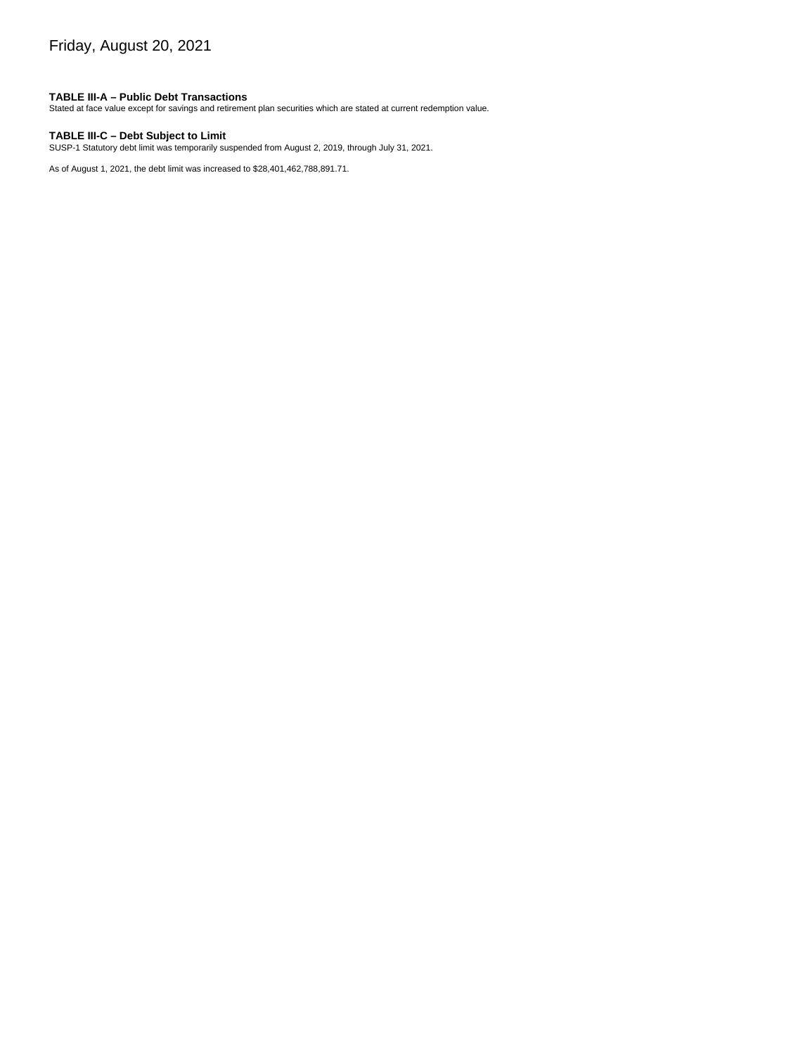Friday, August 20, 2021

**TABLE III-A – Public Debt Transactions**

Stated at face value except for savings and retirement plan securities which are stated at current redemption value.

**TABLE III-C – Debt Subject to Limit**

SUSP-1 Statutory debt limit was temporarily suspended from August 2, 2019, through July 31, 2021.

As of August 1, 2021, the debt limit was increased to $28,401,462,788,891.71.